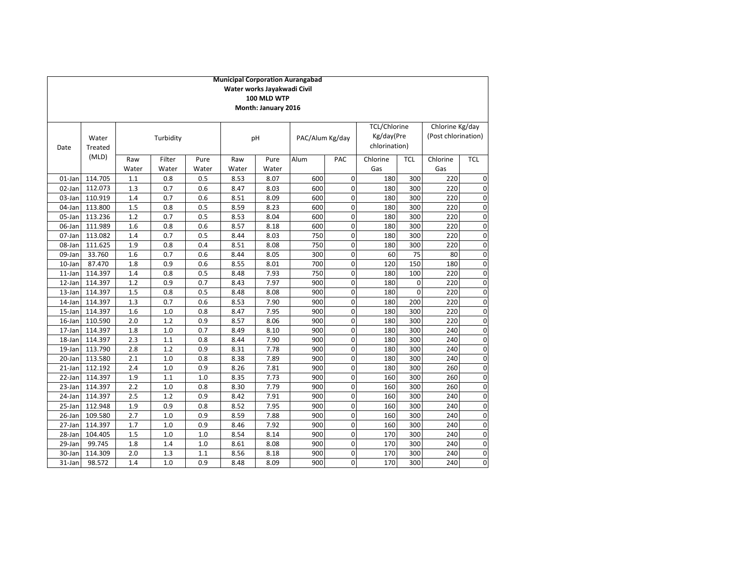**Municipal Corporation Aurangabad**
**Water works Jayakwadi Civil**
**100 MLD WTP**
**Month: January 2016**

| Date | Water Treated (MLD) | Turbidity | | | pH | | PAC/Alum Kg/day | | TCL/Chlorine Kg/day(Pre chlorination) | | Chlorine Kg/day (Post chlorination) | |
|---|---|---|---|---|---|---|---|---|---|---|---|---|
| | | Raw Water | Filter Water | Pure Water | Raw Water | Pure Water | Alum | PAC | Chlorine Gas | TCL | Chlorine Gas | TCL |
| 01-Jan | 114.705 | 1.1 | 0.8 | 0.5 | 8.53 | 8.07 | 600 | 0 | 180 | 300 | 220 | 0 |
| 02-Jan | 112.073 | 1.3 | 0.7 | 0.6 | 8.47 | 8.03 | 600 | 0 | 180 | 300 | 220 | 0 |
| 03-Jan | 110.919 | 1.4 | 0.7 | 0.6 | 8.51 | 8.09 | 600 | 0 | 180 | 300 | 220 | 0 |
| 04-Jan | 113.800 | 1.5 | 0.8 | 0.5 | 8.59 | 8.23 | 600 | 0 | 180 | 300 | 220 | 0 |
| 05-Jan | 113.236 | 1.2 | 0.7 | 0.5 | 8.53 | 8.04 | 600 | 0 | 180 | 300 | 220 | 0 |
| 06-Jan | 111.989 | 1.6 | 0.8 | 0.6 | 8.57 | 8.18 | 600 | 0 | 180 | 300 | 220 | 0 |
| 07-Jan | 113.082 | 1.4 | 0.7 | 0.5 | 8.44 | 8.03 | 750 | 0 | 180 | 300 | 220 | 0 |
| 08-Jan | 111.625 | 1.9 | 0.8 | 0.4 | 8.51 | 8.08 | 750 | 0 | 180 | 300 | 220 | 0 |
| 09-Jan | 33.760 | 1.6 | 0.7 | 0.6 | 8.44 | 8.05 | 300 | 0 | 60 | 75 | 80 | 0 |
| 10-Jan | 87.470 | 1.8 | 0.9 | 0.6 | 8.55 | 8.01 | 700 | 0 | 120 | 150 | 180 | 0 |
| 11-Jan | 114.397 | 1.4 | 0.8 | 0.5 | 8.48 | 7.93 | 750 | 0 | 180 | 100 | 220 | 0 |
| 12-Jan | 114.397 | 1.2 | 0.9 | 0.7 | 8.43 | 7.97 | 900 | 0 | 180 | 0 | 220 | 0 |
| 13-Jan | 114.397 | 1.5 | 0.8 | 0.5 | 8.48 | 8.08 | 900 | 0 | 180 | 0 | 220 | 0 |
| 14-Jan | 114.397 | 1.3 | 0.7 | 0.6 | 8.53 | 7.90 | 900 | 0 | 180 | 200 | 220 | 0 |
| 15-Jan | 114.397 | 1.6 | 1.0 | 0.8 | 8.47 | 7.95 | 900 | 0 | 180 | 300 | 220 | 0 |
| 16-Jan | 110.590 | 2.0 | 1.2 | 0.9 | 8.57 | 8.06 | 900 | 0 | 180 | 300 | 220 | 0 |
| 17-Jan | 114.397 | 1.8 | 1.0 | 0.7 | 8.49 | 8.10 | 900 | 0 | 180 | 300 | 240 | 0 |
| 18-Jan | 114.397 | 2.3 | 1.1 | 0.8 | 8.44 | 7.90 | 900 | 0 | 180 | 300 | 240 | 0 |
| 19-Jan | 113.790 | 2.8 | 1.2 | 0.9 | 8.31 | 7.78 | 900 | 0 | 180 | 300 | 240 | 0 |
| 20-Jan | 113.580 | 2.1 | 1.0 | 0.8 | 8.38 | 7.89 | 900 | 0 | 180 | 300 | 240 | 0 |
| 21-Jan | 112.192 | 2.4 | 1.0 | 0.9 | 8.26 | 7.81 | 900 | 0 | 180 | 300 | 260 | 0 |
| 22-Jan | 114.397 | 1.9 | 1.1 | 1.0 | 8.35 | 7.73 | 900 | 0 | 160 | 300 | 260 | 0 |
| 23-Jan | 114.397 | 2.2 | 1.0 | 0.8 | 8.30 | 7.79 | 900 | 0 | 160 | 300 | 260 | 0 |
| 24-Jan | 114.397 | 2.5 | 1.2 | 0.9 | 8.42 | 7.91 | 900 | 0 | 160 | 300 | 240 | 0 |
| 25-Jan | 112.948 | 1.9 | 0.9 | 0.8 | 8.52 | 7.95 | 900 | 0 | 160 | 300 | 240 | 0 |
| 26-Jan | 109.580 | 2.7 | 1.0 | 0.9 | 8.59 | 7.88 | 900 | 0 | 160 | 300 | 240 | 0 |
| 27-Jan | 114.397 | 1.7 | 1.0 | 0.9 | 8.46 | 7.92 | 900 | 0 | 160 | 300 | 240 | 0 |
| 28-Jan | 104.405 | 1.5 | 1.0 | 1.0 | 8.54 | 8.14 | 900 | 0 | 170 | 300 | 240 | 0 |
| 29-Jan | 99.745 | 1.8 | 1.4 | 1.0 | 8.61 | 8.08 | 900 | 0 | 170 | 300 | 240 | 0 |
| 30-Jan | 114.309 | 2.0 | 1.3 | 1.1 | 8.56 | 8.18 | 900 | 0 | 170 | 300 | 240 | 0 |
| 31-Jan | 98.572 | 1.4 | 1.0 | 0.9 | 8.48 | 8.09 | 900 | 0 | 170 | 300 | 240 | 0 |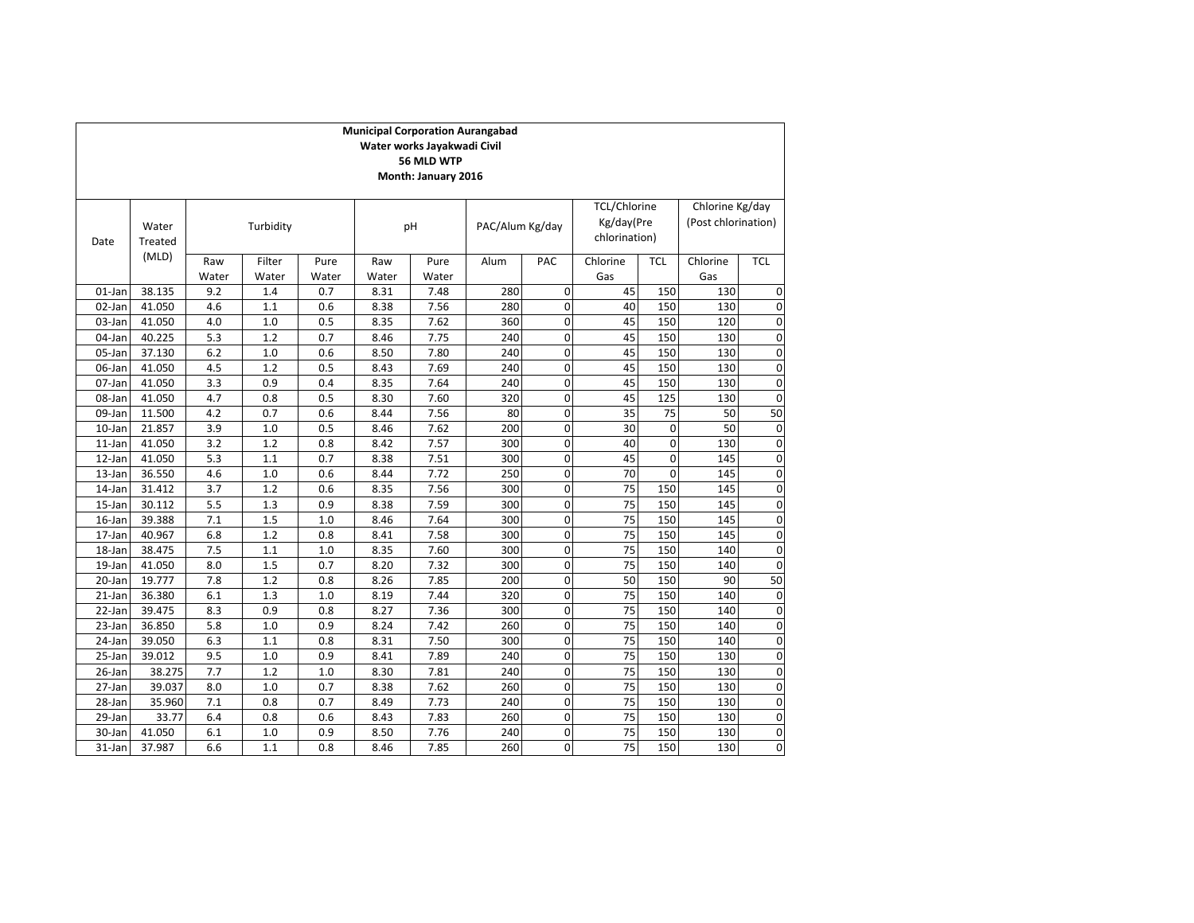**Municipal Corporation Aurangabad**
**Water works Jayakwadi Civil**
**56 MLD WTP**
**Month: January 2016**

| Date | Water Treated (MLD) | Turbidity | | | pH | | PAC/Alum Kg/day | | TCL/Chlorine Kg/day(Pre chlorination) | | Chlorine Kg/day (Post chlorination) | |
|---|---|---|---|---|---|---|---|---|---|---|---|---|
| | | Raw Water | Filter Water | Pure Water | Raw Water | Pure Water | Alum | PAC | Chlorine Gas | TCL | Chlorine Gas | TCL |
| 01-Jan | 38.135 | 9.2 | 1.4 | 0.7 | 8.31 | 7.48 | 280 | 0 | 45 | 150 | 130 | 0 |
| 02-Jan | 41.050 | 4.6 | 1.1 | 0.6 | 8.38 | 7.56 | 280 | 0 | 40 | 150 | 130 | 0 |
| 03-Jan | 41.050 | 4.0 | 1.0 | 0.5 | 8.35 | 7.62 | 360 | 0 | 45 | 150 | 120 | 0 |
| 04-Jan | 40.225 | 5.3 | 1.2 | 0.7 | 8.46 | 7.75 | 240 | 0 | 45 | 150 | 130 | 0 |
| 05-Jan | 37.130 | 6.2 | 1.0 | 0.6 | 8.50 | 7.80 | 240 | 0 | 45 | 150 | 130 | 0 |
| 06-Jan | 41.050 | 4.5 | 1.2 | 0.5 | 8.43 | 7.69 | 240 | 0 | 45 | 150 | 130 | 0 |
| 07-Jan | 41.050 | 3.3 | 0.9 | 0.4 | 8.35 | 7.64 | 240 | 0 | 45 | 150 | 130 | 0 |
| 08-Jan | 41.050 | 4.7 | 0.8 | 0.5 | 8.30 | 7.60 | 320 | 0 | 45 | 125 | 130 | 0 |
| 09-Jan | 11.500 | 4.2 | 0.7 | 0.6 | 8.44 | 7.56 | 80 | 0 | 35 | 75 | 50 | 50 |
| 10-Jan | 21.857 | 3.9 | 1.0 | 0.5 | 8.46 | 7.62 | 200 | 0 | 30 | 0 | 50 | 0 |
| 11-Jan | 41.050 | 3.2 | 1.2 | 0.8 | 8.42 | 7.57 | 300 | 0 | 40 | 0 | 130 | 0 |
| 12-Jan | 41.050 | 5.3 | 1.1 | 0.7 | 8.38 | 7.51 | 300 | 0 | 45 | 0 | 145 | 0 |
| 13-Jan | 36.550 | 4.6 | 1.0 | 0.6 | 8.44 | 7.72 | 250 | 0 | 70 | 0 | 145 | 0 |
| 14-Jan | 31.412 | 3.7 | 1.2 | 0.6 | 8.35 | 7.56 | 300 | 0 | 75 | 150 | 145 | 0 |
| 15-Jan | 30.112 | 5.5 | 1.3 | 0.9 | 8.38 | 7.59 | 300 | 0 | 75 | 150 | 145 | 0 |
| 16-Jan | 39.388 | 7.1 | 1.5 | 1.0 | 8.46 | 7.64 | 300 | 0 | 75 | 150 | 145 | 0 |
| 17-Jan | 40.967 | 6.8 | 1.2 | 0.8 | 8.41 | 7.58 | 300 | 0 | 75 | 150 | 145 | 0 |
| 18-Jan | 38.475 | 7.5 | 1.1 | 1.0 | 8.35 | 7.60 | 300 | 0 | 75 | 150 | 140 | 0 |
| 19-Jan | 41.050 | 8.0 | 1.5 | 0.7 | 8.20 | 7.32 | 300 | 0 | 75 | 150 | 140 | 0 |
| 20-Jan | 19.777 | 7.8 | 1.2 | 0.8 | 8.26 | 7.85 | 200 | 0 | 50 | 150 | 90 | 50 |
| 21-Jan | 36.380 | 6.1 | 1.3 | 1.0 | 8.19 | 7.44 | 320 | 0 | 75 | 150 | 140 | 0 |
| 22-Jan | 39.475 | 8.3 | 0.9 | 0.8 | 8.27 | 7.36 | 300 | 0 | 75 | 150 | 140 | 0 |
| 23-Jan | 36.850 | 5.8 | 1.0 | 0.9 | 8.24 | 7.42 | 260 | 0 | 75 | 150 | 140 | 0 |
| 24-Jan | 39.050 | 6.3 | 1.1 | 0.8 | 8.31 | 7.50 | 300 | 0 | 75 | 150 | 140 | 0 |
| 25-Jan | 39.012 | 9.5 | 1.0 | 0.9 | 8.41 | 7.89 | 240 | 0 | 75 | 150 | 130 | 0 |
| 26-Jan | 38.275 | 7.7 | 1.2 | 1.0 | 8.30 | 7.81 | 240 | 0 | 75 | 150 | 130 | 0 |
| 27-Jan | 39.037 | 8.0 | 1.0 | 0.7 | 8.38 | 7.62 | 260 | 0 | 75 | 150 | 130 | 0 |
| 28-Jan | 35.960 | 7.1 | 0.8 | 0.7 | 8.49 | 7.73 | 240 | 0 | 75 | 150 | 130 | 0 |
| 29-Jan | 33.77 | 6.4 | 0.8 | 0.6 | 8.43 | 7.83 | 260 | 0 | 75 | 150 | 130 | 0 |
| 30-Jan | 41.050 | 6.1 | 1.0 | 0.9 | 8.50 | 7.76 | 240 | 0 | 75 | 150 | 130 | 0 |
| 31-Jan | 37.987 | 6.6 | 1.1 | 0.8 | 8.46 | 7.85 | 260 | 0 | 75 | 150 | 130 | 0 |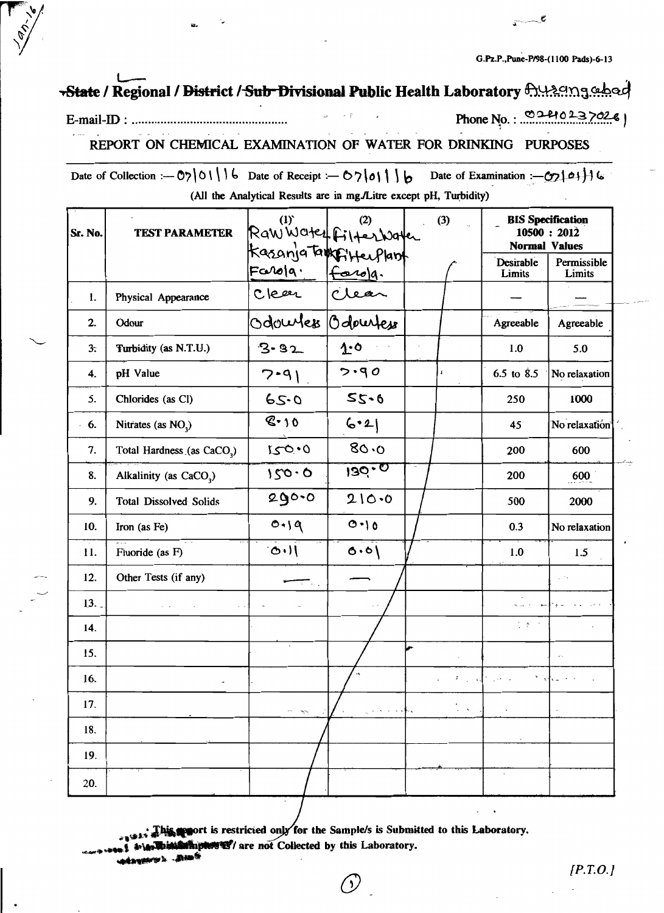G.Pz.P.,Pune-P/98-(1100 Pads)-6-13

# State / Regional / District / Sub-Divisional Public Health Laboratory Aurangabad

E-mail-ID : ..............................................  Phone No. : 02410237026|

## REPORT ON CHEMICAL EXAMINATION OF WATER FOR DRINKING PURPOSES

Date of Collection :— 07|01|16  Date of Receipt :— 07|01|16  Date of Examination :— 07|01|16

(All the Analytical Results are in mg./Litre except pH, Turbidity)

| Sr. No. | TEST PARAMETER | (1) Raw Water Kasanja Tank Farola. | (2) Filter Water Filter Plant Farola. | (3) | BIS Specification 10500 : 2012 Normal Values | |
|---|---|---|---|---|---|---|
| | | | | | Desirable Limits | Permissible Limits |
| 1. | Physical Appearance | Clear | Clear | | — | — |
| 2. | Odour | Odourless | Odourless | | Agreeable | Agreeable |
| 3. | Turbidity (as N.T.U.) | 3.32 | 1.0 | | 1.0 | 5.0 |
| 4. | pH Value | 7.91 | 7.90 | | 6.5 to 8.5 | No relaxation |
| 5. | Chlorides (as Cl) | 65.0 | 55.0 | | 250 | 1000 |
| 6. | Nitrates (as $NO_3$) | 8.10 | 6.21 | | 45 | No relaxation |
| 7. | Total Hardness (as $CaCO_3$) | 150.0 | 80.0 | | 200 | 600 |
| 8. | Alkalinity (as $CaCO_3$) | 150.0 | 130.0 | | 200 | 600 |
| 9. | Total Dissolved Solids | 290.0 | 210.0 | | 500 | 2000 |
| 10. | Iron (as Fe) | 0.19 | 0.10 | | 0.3 | No relaxation |
| 11. | Fluoride (as F) | 0.11 | 0.01 | | 1.0 | 1.5 |
| 12. | Other Tests (if any) | — | — | | | |
| 13. | | | | | | |
| 14. | | | | | | |
| 15. | | | | | | |
| 16. | | | | | | |
| 17. | | | | | | |
| 18. | | | | | | |
| 19. | | | | | | |
| 20. | | | | | | |

This report is restricted only for the Sample/s is Submitted to this Laboratory.
This Sample/s are not Collected by this Laboratory.

[P.T.O.]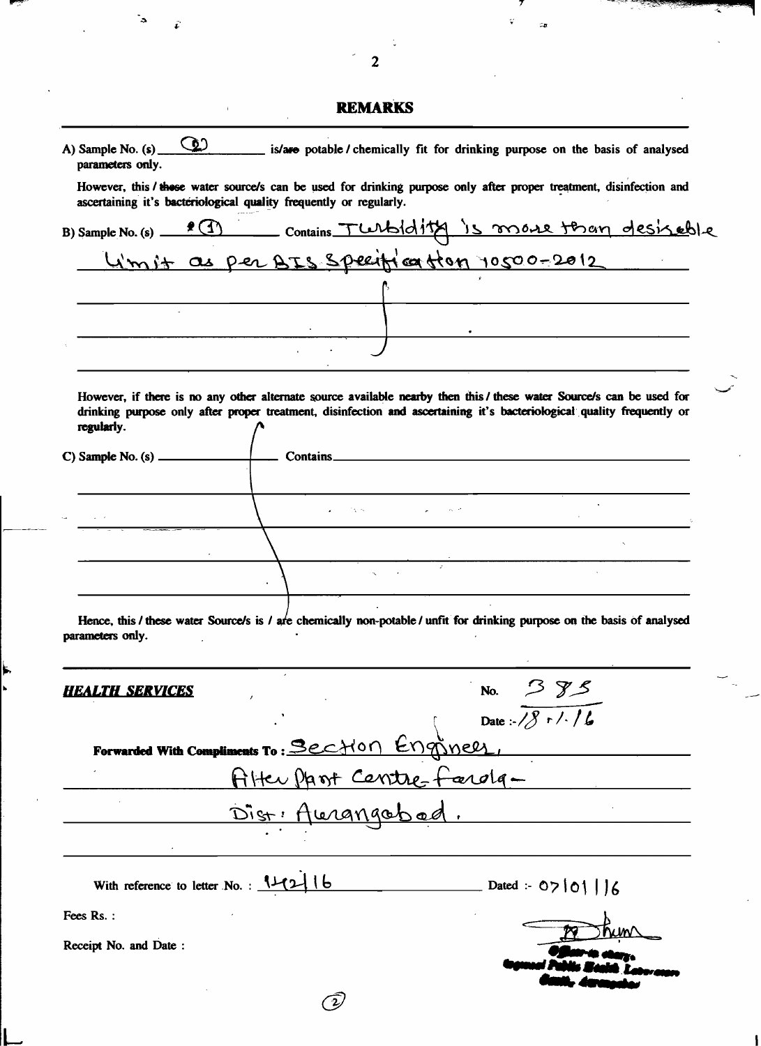## REMARKS

A) Sample No. (s) ___(2)___ is/are potable / chemically fit for drinking purpose on the basis of analysed parameters only.

However, this / these water source/s can be used for drinking purpose only after proper treatment, disinfection and ascertaining it's bacteriological quality frequently or regularly.

B) Sample No. (s) ___(1)___ Contains Turbidity is more than desirable Limit as per BIS specification 10500-2012

However, if there is no any other alternate source available nearby then this / these water Source/s can be used for drinking purpose only after proper treatment, disinfection and ascertaining it's bacteriological quality frequently or regularly.

C) Sample No. (s) ________ Contains ________

Hence, this / these water Source/s is / are chemically non-potable / unfit for drinking purpose on the basis of analysed parameters only.

***HEALTH SERVICES***

No. 385

Date :- 18/1/16

**Forwarded With Compliments To :** Section Engineer, Filter Plant Centre-Farola- Dist: Aurangabad.

With reference to letter No. : 142/16 Dated :- 07/01/16

Fees Rs. :

Receipt No. and Date :

Officer-in-charge,
Regional Public Health Laboratory
Aurangabad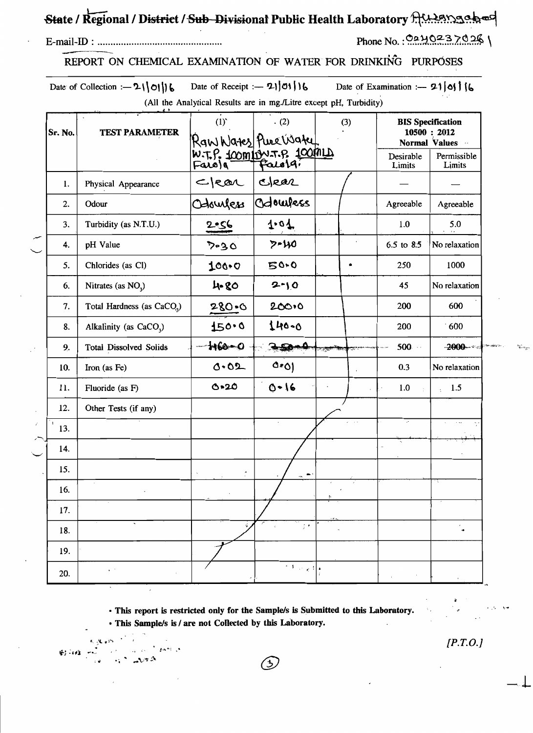# ~~State~~ / Regional / ~~District~~ / ~~Sub-Divisional~~ Public Health Laboratory Aurangabad

E-mail-ID : ..............................................

Phone No. : 02402337026

## REPORT ON CHEMICAL EXAMINATION OF WATER FOR DRINKING PURPOSES

Date of Collection :— 21/01/16 Date of Receipt :— 21/01/16 Date of Examination :— 21/01/16

(All the Analytical Results are in mg./Litre except pH, Turbidity)

| Sr. No. | TEST PARAMETER | (1) Raw Water W.T.P. 100MLD Farola | (2) Pure Water W.T.P. 100MLD Farola | (3) | BIS Specification 10500 : 2012 Normal Values | |
|---|---|---|---|---|---|---|
| | | | | | Desirable Limits | Permissible Limits |
| 1. | Physical Appearance | Clear | Clear | | — | — |
| 2. | Odour | Odourless | Odourless | | Agreeable | Agreeable |
| 3. | Turbidity (as N.T.U.) | 2.56 | 1.01 | | 1.0 | 5.0 |
| 4. | pH Value | 7.30 | 7.40 | | 6.5 to 8.5 | No relaxation |
| 5. | Chlorides (as Cl) | 100.0 | 50.0 | | 250 | 1000 |
| 6. | Nitrates (as $NO_3$) | 4.80 | 2.10 | | 45 | No relaxation |
| 7. | Total Hardness (as $CaCO_3$) | 280.0 | 200.0 | | 200 | 600 |
| 8. | Alkalinity (as $CaCO_3$) | 150.0 | 140.0 | | 200 | 600 |
| 9. | Total Dissolved Solids | ~~460.0~~ | ~~350.0~~ | | 500 | ~~2000~~ |
| 10. | Iron (as Fe) | 0.02 | 0.01 | | 0.3 | No relaxation |
| 11. | Fluoride (as F) | 0.20 | 0.16 | | 1.0 | 1.5 |
| 12. | Other Tests (if any) | | | | | |
| 13. | | | | | | |
| 14. | | | | | | |
| 15. | | | | | | |
| 16. | | | | | | |
| 17. | | | | | | |
| 18. | | | | | | |
| 19. | | | | | | |
| 20. | | | | | | |

- This report is restricted only for the Sample/s is Submitted to this Laboratory.
- This Sample/s is / are not Collected by this Laboratory.

[P.T.O.]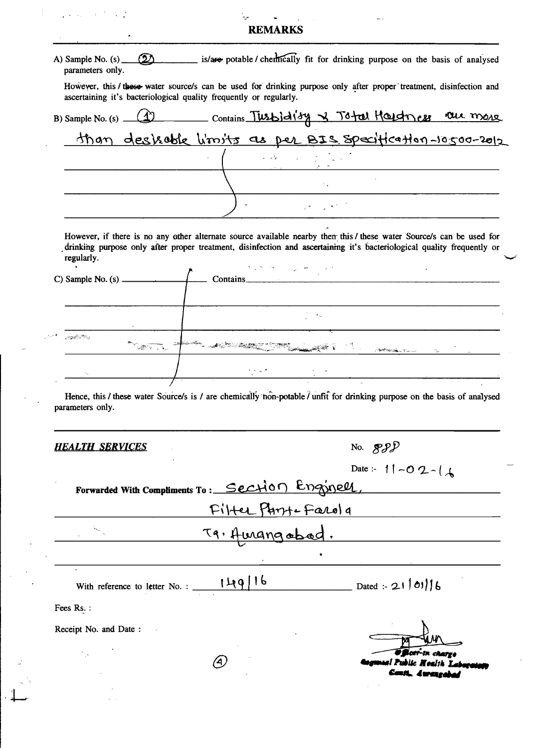# REMARKS

A) Sample No. (s) (2) is/~~are~~ potable / chemically fit for drinking purpose on the basis of analysed parameters only.

However, this / ~~these~~ water source/s can be used for drinking purpose only after proper treatment, disinfection and ascertaining it's bacteriological quality frequently or regularly.

B) Sample No. (s) (1) Contains Turbidity & Total Hardness are more than desirable limits as per BIS Specification-10500-2012

However, if there is no any other alternate source available nearby then this / these water Source/s can be used for drinking purpose only after proper treatment, disinfection and ascertaining it's bacteriological quality frequently or regularly.

C) Sample No. (s) Contains

Hence, this / these water Source/s is / are chemically non-potable / unfit for drinking purpose on the basis of analysed parameters only.

***HEALTH SERVICES***

No. 888

Date :- 11-02-16

**Forwarded With Compliments To :** Section Engineer, Filter Plant-Farola Tq. Aurangabad.

With reference to letter No. : 149/16 Dated :- 21/01/16

Fees Rs. :

Receipt No. and Date :

Officer-in charge
Regional Public Health Laboratory
Cantt. Aurangabad

(4)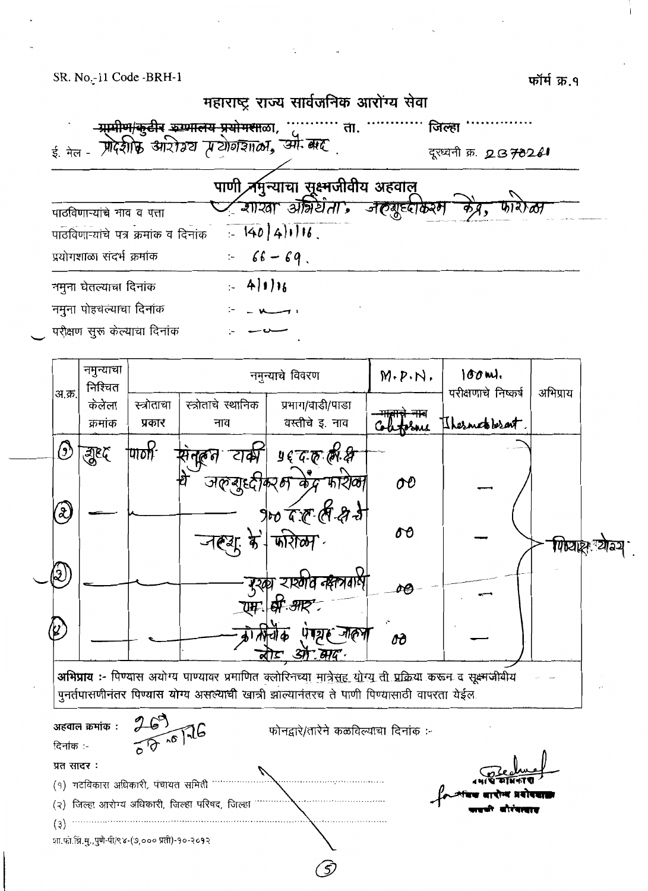SR. No.-11 Code -BRH-1

फॉर्म क्र.१

# महाराष्ट्र राज्य सार्वजनिक आरोग्य सेवा

~~ग्रामीण/कुटीर रुग्णालय प्रयोगशाळा~~, ............ ता. ............ जिल्हा ..............

ई. मेल - प्रादेशिक आरोग्य प्रयोगशाळा, औ. बाद

दूरध्वनी क्र. 2370261

## पाणी नमुन्याचा सूक्ष्मजीवीय अहवाल

पाठविणाऱ्यांचे नाव व पत्ता : शाखा अभियंता, जलशुद्धीकरण केंद्र, फारोळा

पाठविणाऱ्यांचे पत्र क्रमांक व दिनांक :- 140/4/1/16.

प्रयोगशाळा संदर्भ क्रमांक :- 66 - 69.

नमुना घेतल्याचा दिनांक :- 4/1/16

नमुना पोहचल्याचा दिनांक :- -

परीक्षण सुरु केल्याचा दिनांक :- -

| अ.क्र. | नमुन्याचा निश्चित केलेला क्रमांक | स्त्रोताचा प्रकार | स्त्रोताचे स्थानिक नाव | प्रभाग/वाडी/पाडा वस्तीचे इ. नाव | M.P.N. ~~मात्राचे नाव~~ Coliforms | 100 ml. परीक्षणाचे निष्कर्ष Thermotolerant | अभिप्राय |
|---|---|---|---|---|---|---|---|
| (1) | शुद्ध | पाणी | संतुलन टाकी चे | ५६ द.ल.लि.क्षे जलशुद्धीकरण केंद्र फारोळा | 00 | — | पिण्यास योग्य. |
| (2) | — | — | — | १०० द.ल.लि.क्षे चे जलशु. कें. फारोळा. | 00 | — | |
| (3) | — | — | — | गुरुद्वारा राशीव नक्षत्रवाडी एम. बी. आर. | 00 | — | |
| (4) | — | — | — | क्रांतीचौक पंपगृह जालना रोड, औ. बाद. | 00 | — | |

**अभिप्राय :-** पिण्यास अयोग्य पाण्यावर प्रमाणित क्लोरिनच्या मात्रेसह योग्य ती प्रक्रिया करून व सूक्ष्मजीवीय पुनर्तपासणीनंतर पिण्यास योग्य असल्याची खात्री झाल्यानंतरच ते पाणी पिण्यासाठी वापरता येईल.

अहवाल क्रमांक : 269

दिनांक :- 07/01/2016

फोनद्वारे/तारेने कळविल्याचा दिनांक :-

प्रत सादर :

(१) गटविकास अधिकारी, पंचायत समिती ..........................................

(२) जिल्हा आरोग्य अधिकारी, जिल्हा परिषद, जिल्हा ..........................................

(३) ..........................................

for सूक्ष्मजीव शास्त्रज्ञ, प्रादेशिक आरोग्य प्रयोगशाळा, औरंगाबाद

शा.फो.झि.मु.,पुणे-पी/९४-(७,००० प्रती)-१०-२०१२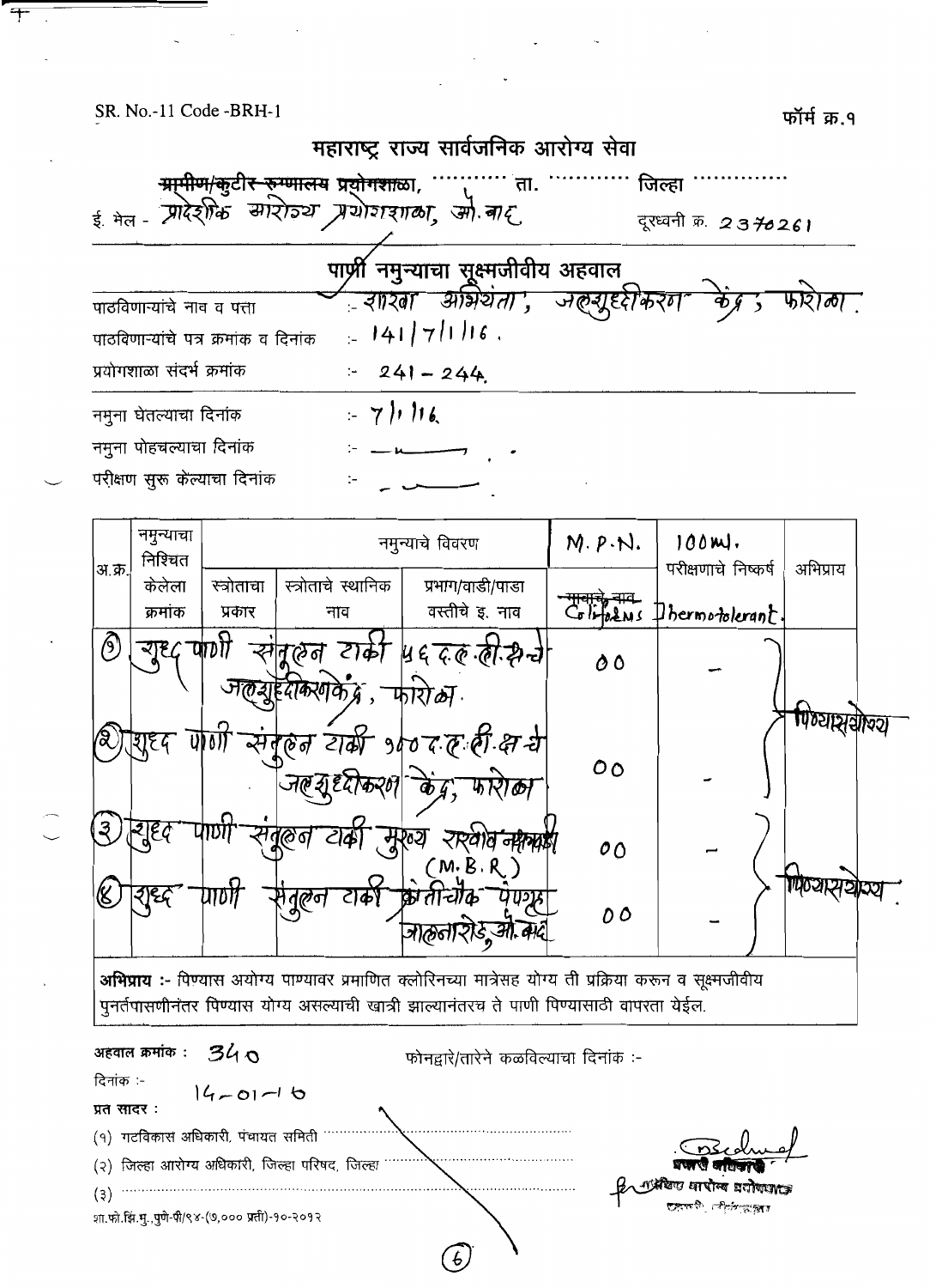SR. No.-11 Code -BRH-1

फॉर्म क्र.१

# महाराष्ट्र राज्य सार्वजनिक आरोग्य सेवा

~~ग्रामीण/कुटीर रुग्णालय प्रयोगशाळा~~, ............ ता. ............ जिल्हा ............

ई. मेल - प्रादेशिक आरोग्य प्रयोगशाळा, औ.बाद

दूरध्वनी क्र. 2370261

## पाणी नमुन्याचा सूक्ष्मजीवीय अहवाल

पाठविणाऱ्यांचे नाव व पत्ता :- शाखा अभियंता, जलशुद्धीकरण केंद्र, फारोळा.

पाठविणाऱ्यांचे पत्र क्रमांक व दिनांक :- 141/7/1/16.

प्रयोगशाळा संदर्भ क्रमांक :- 241 - 244.

नमुना घेतल्याचा दिनांक :- 7/1/16.

नमुना पोहचल्याचा दिनांक :- —"—

परीक्षण सुरू केल्याचा दिनांक :- —"—

| अ.क्र. | नमुन्याचा निश्चित केलेला क्रमांक | नमुन्याचे विवरण | | | M.P.N. | 100ml. | अभिप्राय |
|---|---|---|---|---|---|---|---|
| | | स्त्रोताचा प्रकार | स्त्रोताचे स्थानिक नाव | प्रभाग/वाडी/पाडा वस्तीचे इ. नाव | ~~गावाचे नाव~~ Coliforms | परीक्षणाचे निष्कर्ष Thermotolerant. | |
| १ | | शुद्ध पाणी | संतुलन टाकी | 56 द.ल.ली.क्षमतेचे जलशुद्धीकरण केंद्र, फारोळा. | 00 | – | पिण्यायोग्य |
| २ | | शुद्ध पाणी | संतुलन टाकी | 100 द.ल.ली.क्ष.चे जलशुद्धीकरण केंद्र, फारोळा | 00 | – | पिण्यायोग्य |
| ३ | | शुद्ध पाणी | संतुलन टाकी | मुख्य रस्त्यावर नक्षत्रवाडी (M.B.R.) | 00 | – | पिण्यायोग्य |
| ४ | | शुद्ध पाणी | संतुलन टाकी | क्रांतीचौक पेणगढ जालनारोड, औ.बाद | 00 | – | पिण्यायोग्य |

**अभिप्राय :-** पिण्यास अयोग्य पाण्यावर प्रमाणित क्लोरिनच्या मात्रेसह योग्य ती प्रक्रिया करून व सूक्ष्मजीवीय पुनर्तपासणीनंतर पिण्यास योग्य असल्याची खात्री झाल्यानंतरच ते पाणी पिण्यासाठी वापरता येईल.

अहवाल क्रमांक : 340

फोनद्वारे/तारेने कळविल्याचा दिनांक :-

दिनांक :- 14-01-16

प्रत सादर :

(१) गटविकास अधिकारी, पंचायत समिती ............

(२) जिल्हा आरोग्य अधिकारी, जिल्हा परिषद, जिल्हा ............

(३) ............

प्रभारी अधिकारी
प्रादेशिक आरोग्य प्रयोगशाळा

शा.फो.झि.मु.,पुणे-पी/९४-(७,००० प्रती)-१०-२०१२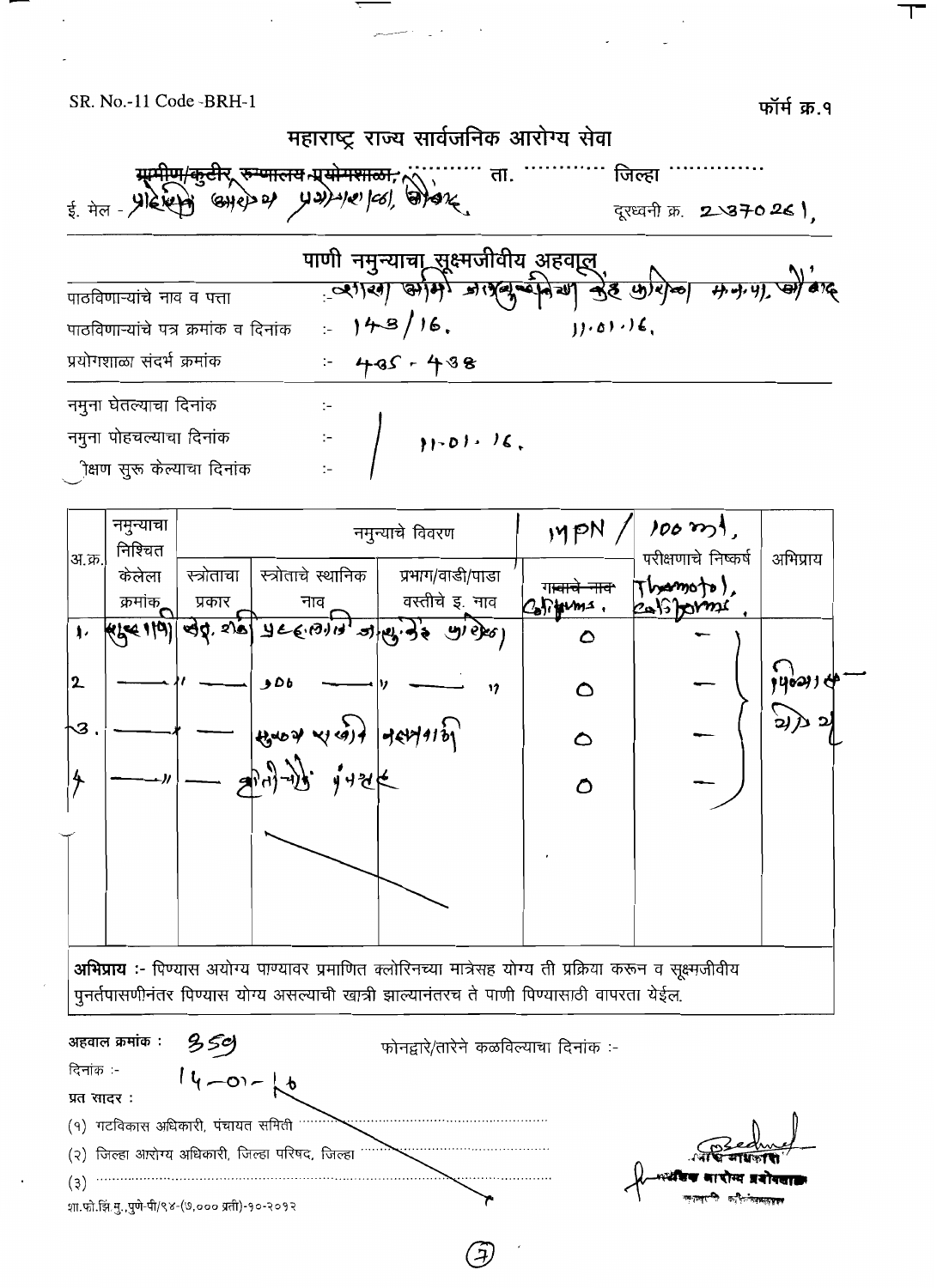SR. No.-11 Code -BRH-1

फॉर्म क्र.१

# महाराष्ट्र राज्य सार्वजनिक आरोग्य सेवा

~~ग्रामीण/कुटीर, रुग्णालय प्रयोगशाळा,~~ ........... ता. ........... जिल्हा ...........

ई. मेल - प्रादेशिक आरोग्य प्रयोगशाळा, औरंगाबाद. दूरध्वनी क्र. 2370261,

## पाणी नमुन्याचा सूक्ष्मजीवीय अहवाल

| | | |
|---|---|---|
| पाठविणाऱ्यांचे नाव व पत्ता | :- | व्यवस्थापक, औद्योगिक केंद्र महाराष्ट्र म.न.पा. औरंगाबाद |
| पाठविणाऱ्यांचे पत्र क्रमांक व दिनांक | :- | 143/16. 11.01.16. |
| प्रयोगशाळा संदर्भ क्रमांक | :- | 435 - 438 |
| नमुना घेतल्याचा दिनांक | :- | |
| नमुना पोहचल्याचा दिनांक | :- | 11.01.16. |
| परीक्षण सुरू केल्याचा दिनांक | :- | |

| अ.क्र. | नमुन्याचा निश्चित केलेला क्रमांक | स्त्रोताचा प्रकार | स्त्रोताचे स्थानिक नाव | प्रभाग/वाडी/पाडा वस्तीचे इ. नाव | MPN / 100 ml, ~~गावाचे नाव~~ Coliforms. | परीक्षणाचे निष्कर्ष Thermotol, coliforms. | अभिप्राय |
|---|---|---|---|---|---|---|---|
| 1. | सुरक्षित | बोअर, २०८ | प्रवेशद्वार | औद्योगिक केंद्र | 0 | — | पिण्यास योग्य |
| 2 | —— | —— | 306 | —— | 0 | — | |
| 3. | —— | —— | सुरक्षा रक्षक | नरसिंह | 0 | — | |
| 4 | —— | —— | कॅन्टीन पंप | | 0 | — | |

**अभिप्राय :-** पिण्यास अयोग्य पाण्यावर प्रमाणित क्लोरिनच्या मात्रेसह योग्य ती प्रक्रिया करून व सूक्ष्मजीवीय पुनर्तपासणीनंतर पिण्यास योग्य असल्याची खात्री झाल्यानंतरच ते पाणी पिण्यासाठी वापरता येईल.

अहवाल क्रमांक : 359

फोनद्वारे/तारेने कळविल्याचा दिनांक :-

दिनांक :- 14-01-16

प्रत सादर :

(१) गटविकास अधिकारी, पंचायत समिती ...........

(२) जिल्हा आरोग्य अधिकारी, जिल्हा परिषद, जिल्हा ...........

(३) ...........

वरिष्ठ अधिकारी
प्रादेशिक आरोग्य प्रयोगशाळा

शा.फो.झिं.मु.,पुणे-पी/९४-(७,००० प्रती)-१०-२०१२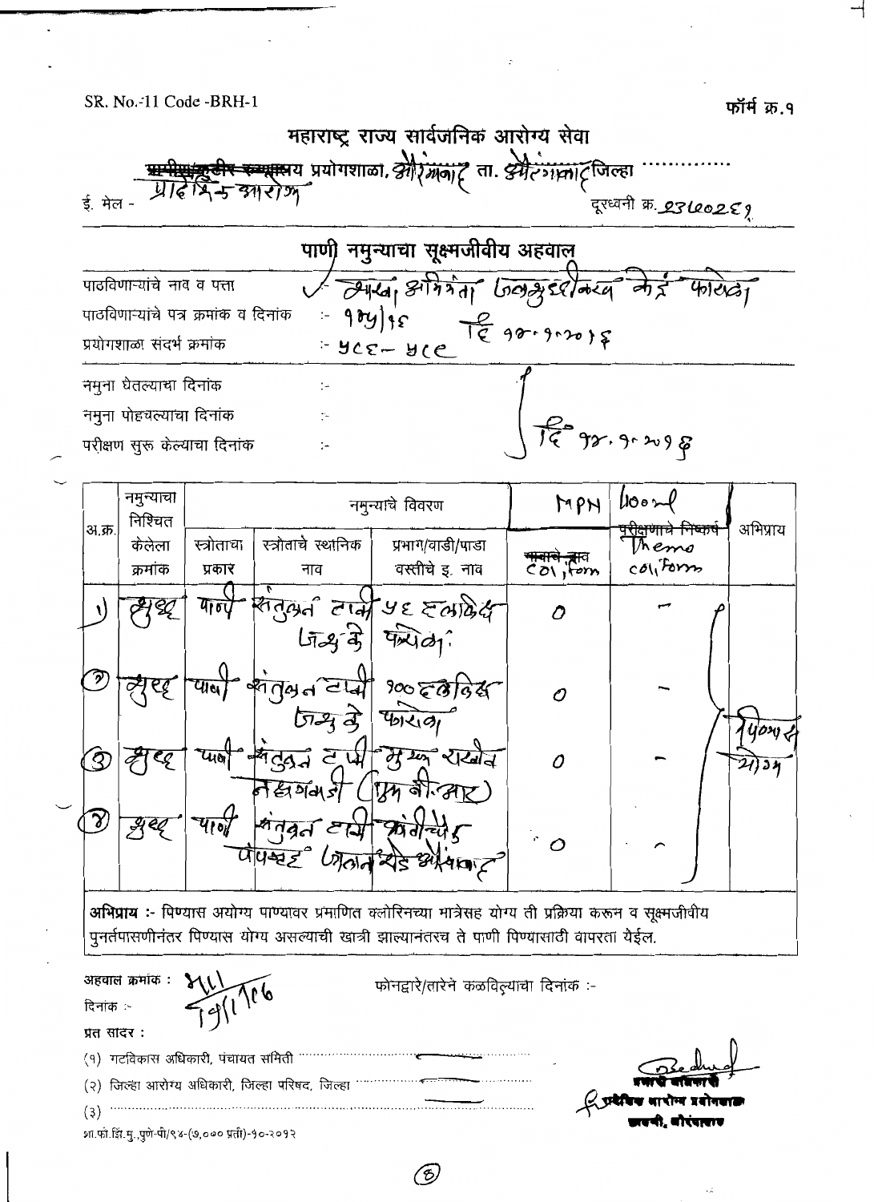SR. No.-11 Code -BRH-1

फॉर्म क्र.१

# महाराष्ट्र राज्य सार्वजनिक आरोग्य सेवा

~~प्रादेशिक/जिल्हा~~ प्रादेशिक आरोग्य प्रयोगशाळा, औरंगाबाद ता. औरंगाबाद जिल्हा ..............

ई. मेल -

दूरध्वनी क्र. 2360269

## पाणी नमुन्याचा सूक्ष्मजीवीय अहवाल

पाठविणाऱ्यांचे नाव व पत्ता : ✓ सहा. अभियंता जलशुद्धीकरण केंद्र फारोळा

पाठविणाऱ्यांचे पत्र क्रमांक व दिनांक :- 905/16 दि 12.1.2016

प्रयोगशाळा संदर्भ क्रमांक :- 4C6 - 4C9

नमुना घेतल्याचा दिनांक :-

नमुना पोहचल्याचा दिनांक :- दि 12.1.2016

परीक्षण सुरु केल्याचा दिनांक :-

| अ.क्र. | नमुन्याचा निश्चित केलेला क्रमांक | स्त्रोताचा प्रकार | स्त्रोताचे स्थानिक नाव | प्रभाग/वाडी/पाडा वस्तीचे इ. नाव | MPN ~~मात्राचे नाव~~ Coliform | /100ml ~~परीक्षणाचे निष्कर्ष~~ Themo coliform | अभिप्राय |
|---|---|---|---|---|---|---|---|
| 1) | शुद्ध | पाणी | संतुलन टाकी जल शु. के | 56 एमएलडी फारोळा | 0 | – | पिण्यास योग्य |
| 2) | शुद्ध | पाणी | संतुलन टाकी जल शु. के | 100 एमएलडी फारोळा | 0 | – | |
| 3) | शुद्ध | पाणी | संतुलन टाकी नक्षत्रवाडी (एम बी.आर) | मुख्य राखीव | 0 | – | |
| 4) | शुद्ध | पाणी | संतुलन टाकी पंपहाउस | कांचीच्योक जालना रोड औरंगाबाद | 0 | – | |

**अभिप्राय :-** पिण्यास अयोग्य पाण्यावर प्रमाणित क्लोरिनच्या मात्रेसह योग्य ती प्रक्रिया करून व सूक्ष्मजीवीय पुनर्तपासणीनंतर पिण्यास योग्य असल्याची खात्री झाल्यानंतरच ते पाणी पिण्यासाठी वापरता येईल.

अहवाल क्रमांक : 311

दिनांक :- 19/1/16

फोनद्वारे/तारेने कळविल्याचा दिनांक :-

प्रत सादर :

(१) गटविकास अधिकारी, पंचायत समिती ..............

(२) जिल्हा आरोग्य अधिकारी, जिल्हा परिषद, जिल्हा ..............

(३) ..............

प्रभारी अधिकारी
प्रादेशिक आरोग्य प्रयोगशाळा
छावणी, औरंगाबाद

शा.फो.झिं.मु.,पुणे-पी/९४-(७,००० प्रती)-१०-२०१२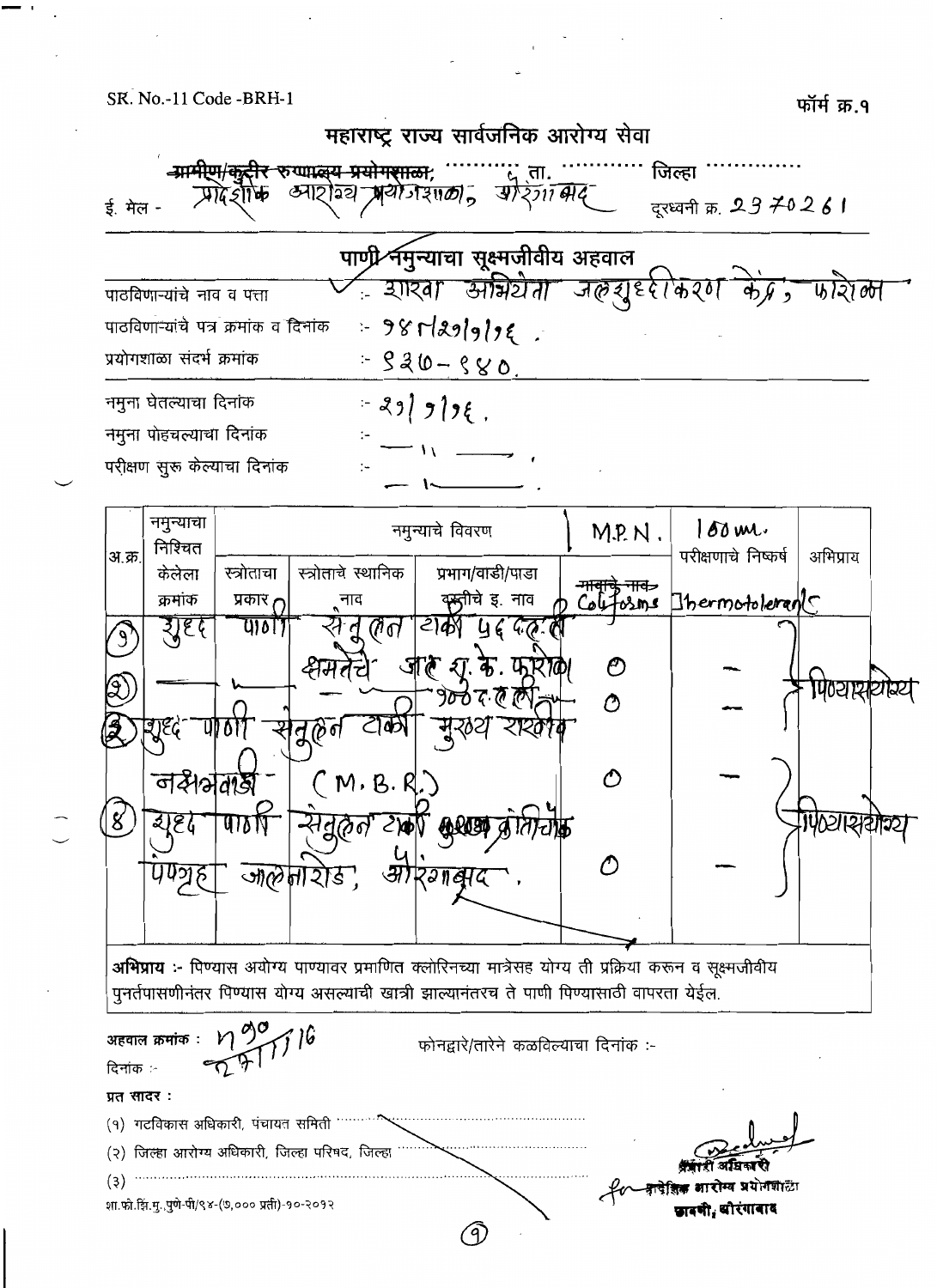SR. No.-11 Code -BRH-1

फॉर्म क्र.१

# महाराष्ट्र राज्य सार्वजनिक आरोग्य सेवा

~~ग्रामीण/कुटीर रुग्णालय प्रयोगशाळा~~; प्रादेशिक आरोग्य प्रयोगशाळा, औरंगाबाद ता. ............ जिल्हा ..............

ई. मेल - दूरध्वनी क्र. 2370261

## पाणी नमुन्याचा सूक्ष्मजीवीय अहवाल

पाठविणाऱ्यांचे नाव व पत्ता :- शाखा अभियंता जलशुद्धीकरण केंद्र, फारोळा

पाठविणाऱ्यांचे पत्र क्रमांक व दिनांक :- 98/21/1/16.

प्रयोगशाळा संदर्भ क्रमांक :- 930-980.

नमुना घेतल्याचा दिनांक :- 21/1/16.

नमुना पोहचल्याचा दिनांक :- — " —

परीक्षण सुरू केल्याचा दिनांक :- — " —

| अ.क्र. | नमुन्याचा निश्चित केलेला क्रमांक | स्त्रोताचा प्रकार | स्त्रोताचे स्थानिक नाव | प्रमाग/वाडी/पाडा वस्तीचे इ. नाव | M.P.N. ~~गावाचे नाव~~ Coliforms | 100 ml. परीक्षणाचे निष्कर्ष Thermotolerants | अभिप्राय |
|---|---|---|---|---|---|---|---|
| 1 | शुद्ध | पाणी | संतुलन टाकी | 56 द.ल.ली | | | |
| | क्षमतेचे | जाॅ | शु. के. फारोळा | | O | — | पिण्यासयोग्य |
| 2) | | | | 100 द.ल.ली | O | — | |
| 3) | शुद्ध | पाणी | संतुलन टाकी | मुख्य राखीव | | | |
| | नक्षत्रवाडी | | (M.B.R.) | | O | — | |
| 4) | शुद्ध | पाणी | संतुलन टाकी | क्रांतीचौक | | | पिण्यासयोग्य |
| | पंपगृह | जालनारोड, | औरंगाबाद. | | O | — | |

**अभिप्राय** :- पिण्यास अयोग्य पाण्यावर प्रमाणित क्लोरिनच्या मात्रेसह योग्य ती प्रक्रिया करून व सूक्ष्मजीवीय पुनर्तपासणीनंतर पिण्यास योग्य असल्याची खात्री झाल्यानंतरच ते पाणी पिण्यासाठी वापरता येईल.

अहवाल क्रमांक : N 90
दिनांक :- 27/1/16

फोनद्वारे/तारेने कळविल्याचा दिनांक :-

प्रत सादर :

(१) गटविकास अधिकारी, पंचायत समिति ..............

(२) जिल्हा आरोग्य अधिकारी, जिल्हा परिषद, जिल्हा ..............

(३) ..............

शा.फो.झि.मु.,पुणे-पी/९४-(७,००० प्रती)-१०-२०१२

for प्रभारी अधिकारी
प्रादेशिक आरोग्य प्रयोगशाळा
छावणी, औरंगाबाद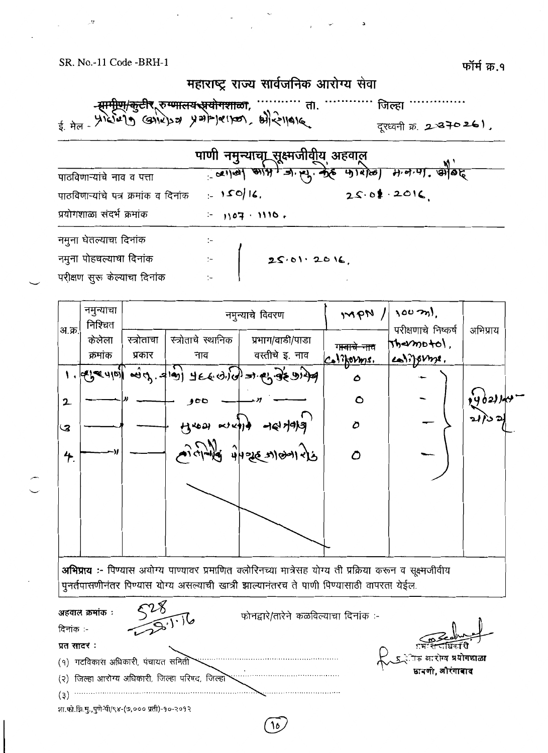SR. No.-11 Code -BRH-1

फॉर्म क्र.१

# महाराष्ट्र राज्य सार्वजनिक आरोग्य सेवा

~~ग्रामीण/कुटीर रुग्णालय प्रयोगशाळा~~, ............ ता. ............ जिल्हा ............

ई. मेल - प्रादेशिक आरोग्य प्रयोगशाळा, औरंगाबाद     दूरध्वनी क्र. 2370261.

## पाणी नमुन्याचा सूक्ष्मजीवीय अहवाल

पाठविणाऱ्यांचे नाव व पत्ता :- ............ म.न.पा. औरंगाबाद

पाठविणाऱ्यांचे पत्र क्रमांक व दिनांक :- 150/16.     25.01.2016.

प्रयोगशाळा संदर्भ क्रमांक :- 1107 - 1110.

नमुना घेतल्याचा दिनांक :-

नमुना पोहचल्याचा दिनांक :- 25.01.2016.

परीक्षण सुरु केल्याचा दिनांक :-

| अ.क्र. | नमुन्याचा निश्चित केलेला क्रमांक | नमुन्याचे विवरण | | | MPN / 100 ml. | | अभिप्राय |
|---|---|---|---|---|---|---|---|
| | | स्त्रोताचा प्रकार | स्त्रोताचे स्थानिक नाव | प्रभाग/वाडी/पाडा वस्तीचे इ. नाव | ~~गावाचे नाव~~ Coliforms. | परीक्षणाचे निष्कर्ष Thermotol. coliforms. | |
| 1. | ............ | ............ | ............ | ............ | 0 | – | पिण्यास योग्य |
| 2 | —— | " | 900 | " | 0 | – | |
| 3 | —— | —— | मुख्य ............ | | 0 | – | |
| 4. | —— | " | ............ | | 0 | – | |

**अभिप्राय** :- पिण्यास अयोग्य पाण्यावर प्रमाणित क्लोरिनच्या मात्रेसह योग्य ती प्रक्रिया करुन व सूक्ष्मजीवीय पुनर्तपासणीनंतर पिण्यास योग्य असल्याची खात्री झाल्यानंतरच ते पाणी पिण्यासाठी वापरता येईल.

अहवाल क्रमांक : 528

दिनांक :- 29.1.16

फोनद्वारे/तारेने कळविल्याचा दिनांक :-

प्रत सादर :

(१) गटविकास अधिकारी, पंचायत समिती ............

(२) जिल्हा आरोग्य अधिकारी, जिल्हा परिषद, जिल्हा ............

(३) ............

प्रयोगशाळा अधिकारी
प्रादेशिक आरोग्य प्रयोगशाळा
छावणी, औरंगाबाद

शा.फो.झि.मु., पुणे-पी/९४-(७,००० प्रती)-१०-२०१२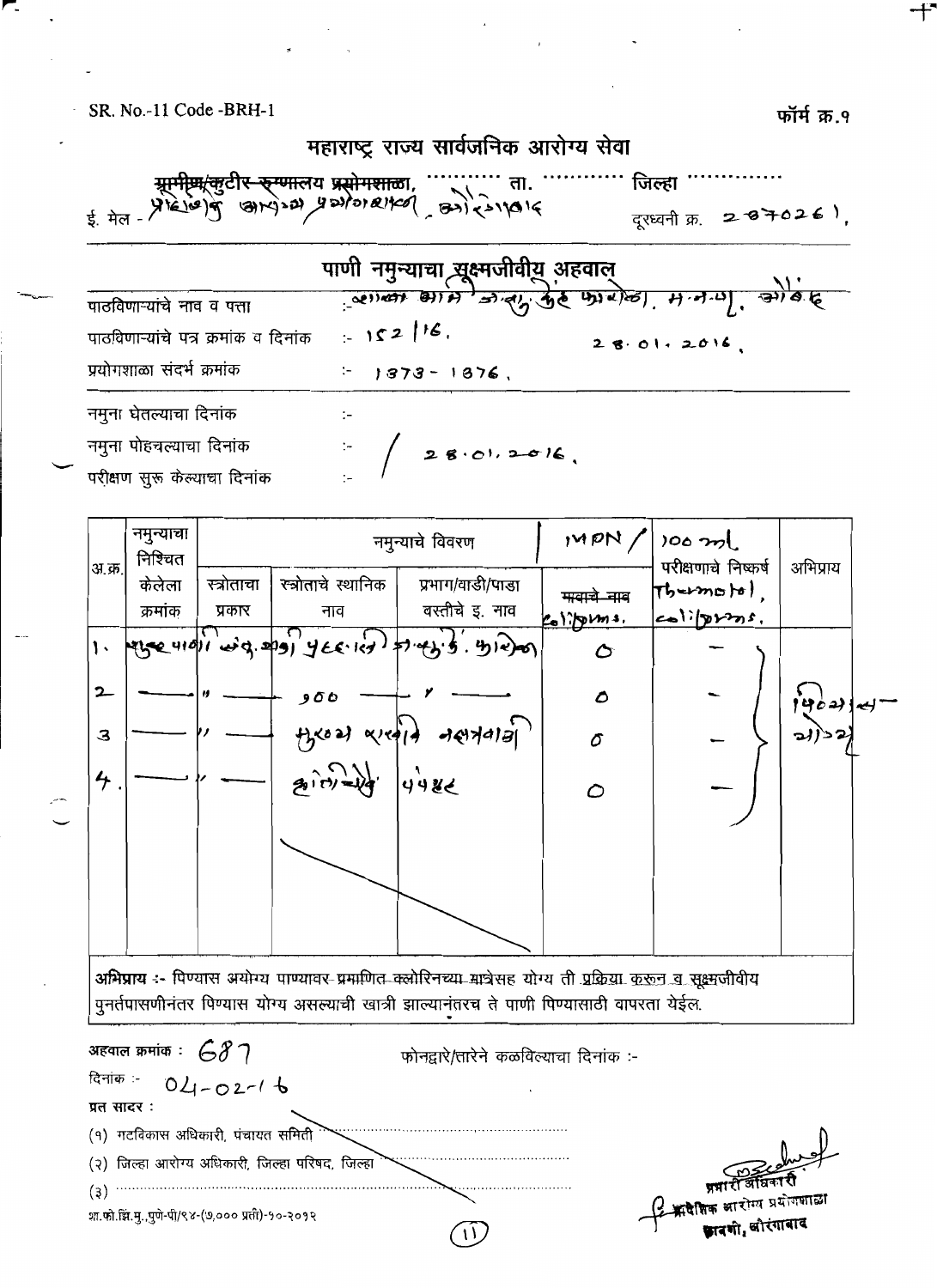SR. No.-11 Code -BRH-1

फॉर्म क्र.९

## महाराष्ट्र राज्य सार्वजनिक आरोग्य सेवा

~~ग्रामीण/कुटीर रुग्णालय प्रयोगशाळा~~, .......... ता. .......... जिल्हा ..........

ई. मेल - प्रादेशिक आरोग्य प्रयोगशाळा, औरंगाबाद

दूरध्वनी क्र. 2870261.

### पाणी नमुन्याचा सूक्ष्मजीवीय अहवाल

पाठविणाऱ्यांचे नाव व पत्ता :- व्यवस्थापक, आ. कं. कर्ज फायनान्स, म.न.पा., औरंगाबाद

पाठविणाऱ्यांचे पत्र क्रमांक व दिनांक :- 152/16. 28.01.2016.

प्रयोगशाळा संदर्भ क्रमांक :- 1873 - 1876.

नमुना घेतल्याचा दिनांक :-

नमुना पोहचल्याचा दिनांक :- / 28.01.2016.

परीक्षण सुरू केल्याचा दिनांक :-

| अ.क्र. | नमुन्याचा निश्चित केलेला क्रमांक | स्त्रोताचा प्रकार | स्त्रोताचे स्थानिक नाव | प्रभाग/वाडी/पाडा वस्तीचे इ. नाव | MPN / ~~गावाचे नाव~~ coliforms. | 100 ml परीक्षणाचे निष्कर्ष Thermotol. coliforms. | अभिप्राय |
|---|---|---|---|---|---|---|---|
| 1. | नळपाणी | | | | O | — | पिण्यास योग्य |
| 2 | — | " | 900 | | O | — | |
| 3 | — | " | मुख्य कार्यालय नळपाणी | | O | — | |
| 4. | — | " | कोटला | 55४८ | O | — | |

**अभिप्राय :-** पिण्यास अयोग्य पाण्यावर ~~प्रमाणित क्लोरिनच्या मात्रेसह~~ योग्य ती प्रक्रिया करुन व सूक्ष्मजीवीय पुनर्तपासणीनंतर पिण्यास योग्य असल्याची खात्री झाल्यानंतरच ते पाणी पिण्यासाठी वापरता येईल.

अहवाल क्रमांक : 687

फोनद्वारे/तारेने कळविल्याचा दिनांक :-

दिनांक :- 04-02-16

प्रत सादर :

(१) गटविकास अधिकारी, पंचायत समिती ..........

(२) जिल्हा आरोग्य अधिकारी, जिल्हा परिषद, जिल्हा ..........

(३) ..........

प्रभारी अधिकारी
प्रादेशिक आरोग्य प्रयोगशाळा
छावणी, औरंगाबाद

शा.फो.झि.मु.,पुणे-पी/९४-(७,००० प्रती)-१०-२०१२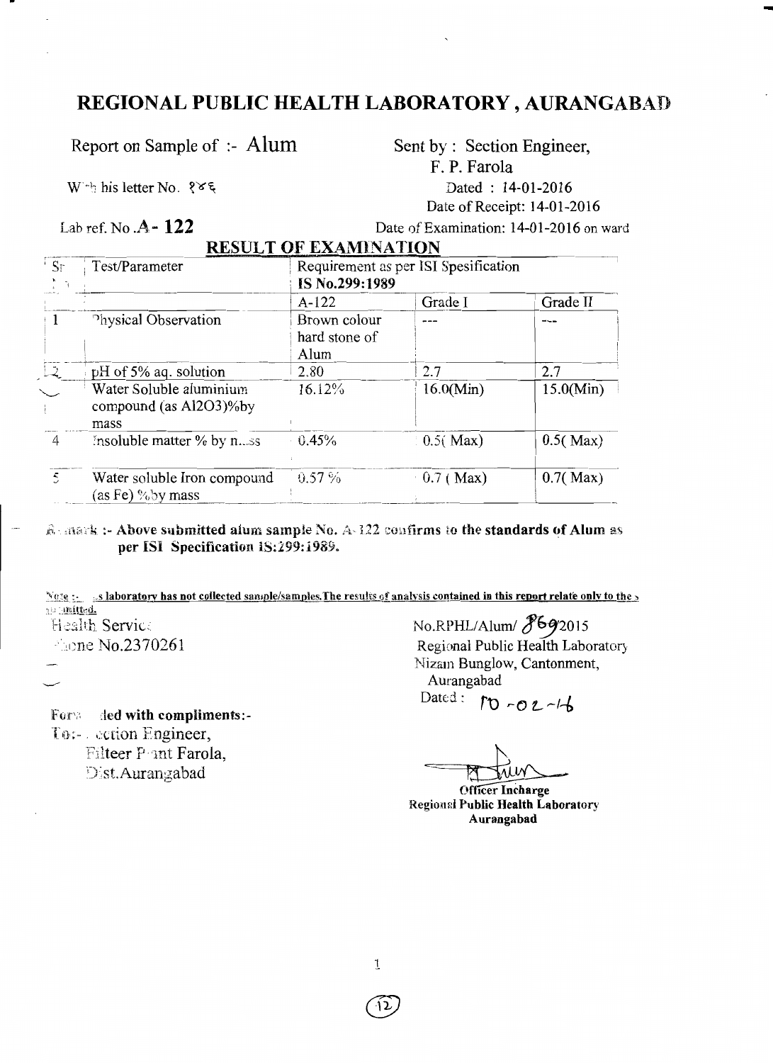# REGIONAL PUBLIC HEALTH LABORATORY , AURANGABAD

Report on Sample of :- Alum

With his letter No. ९४६

Sent by : Section Engineer,
F. P. Farola
Dated : 14-01-2016
Date of Receipt: 14-01-2016

Lab ref. No .**A - 122**

Date of Examination: 14-01-2016 on ward

## RESULT OF EXAMINATION

| Sr. No. | Test/Parameter | Requirement as per ISI Sspecification IS No.299:1989 | | |
|---|---|---|---|---|
| | | A-122 | Grade I | Grade II |
| 1 | Physical Observation | Brown colour hard stone of Alum | --- | --- |
| 2 | pH of 5% aq. solution | 2.80 | 2.7 | 2.7 |
| 3 | Water Soluble aluminium compound (as $Al_2O_3$)%by mass | 16.12% | 16.0(Min) | 15.0(Min) |
| 4 | Insoluble matter % by mass | 0.45% | 0.5( Max) | 0.5( Max) |
| 5 | Water soluble Iron compound (as Fe) %by mass | 0.57 % | 0.7 ( Max) | 0.7( Max) |

**Remark :- Above submitted alum sample No. A-122 confirms to the standards of Alum as per ISI Specification IS:299:1989.**

Note :- This laboratory has not collected sample/samples.The results of analysis contained in this report relate only to the sample submitted.

Health Service
Phone No.2370261

No.RPHL/Alum/ 869/2015
Regional Public Health Laboratory
Nizam Bunglow, Cantonment,
Aurangabad
Dated : 10-02-16

**Forwarded with compliments:-**
To:- Section Engineer,
Filteer Plant Farola,
Dist.Aurangabad

**Officer Incharge**
**Regional Public Health Laboratory**
**Aurangabad**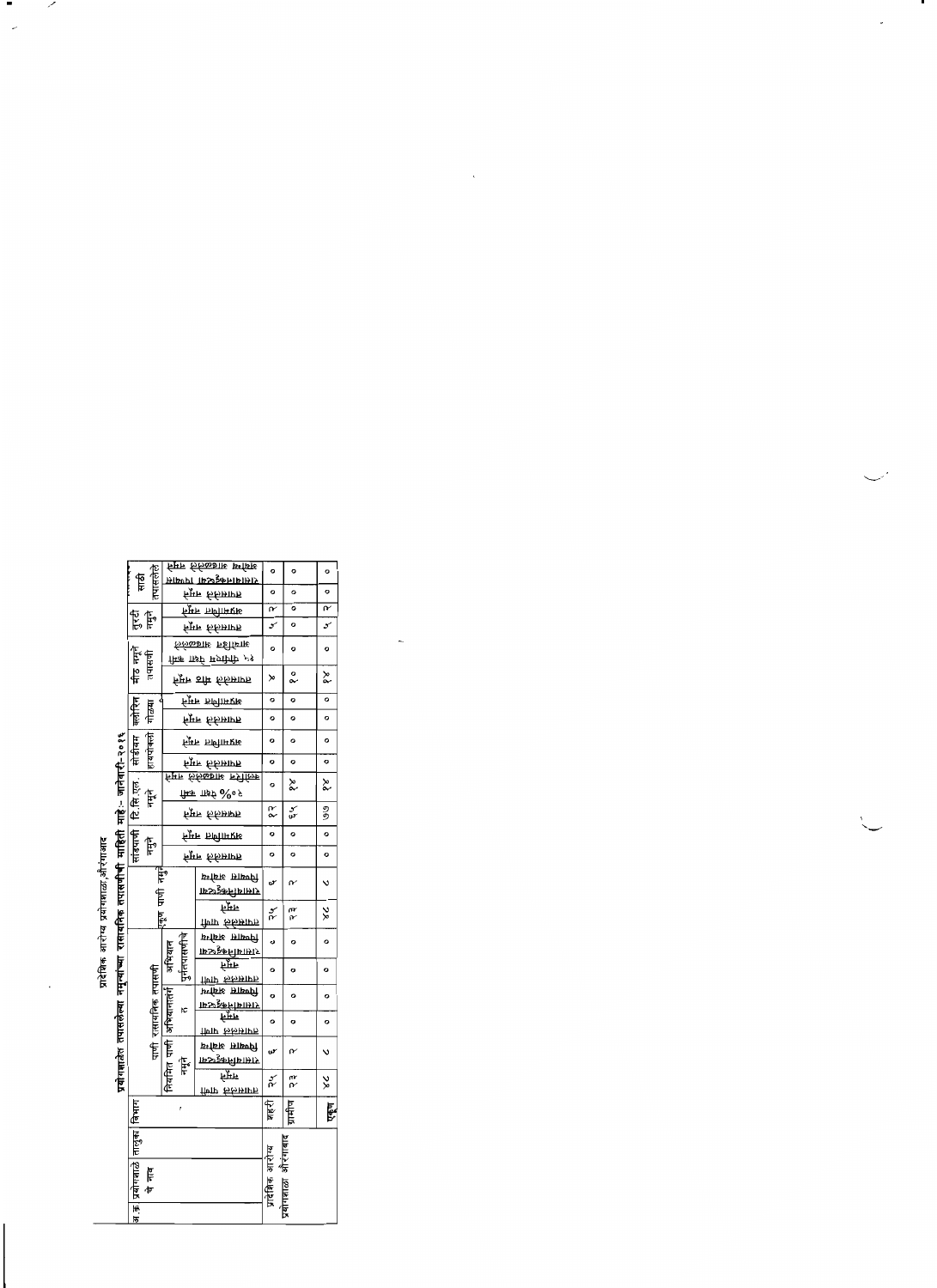# प्रादेशिक आरोग्य प्रयोगशाळा, औरंगाबाद

## प्रयोगशाळेत तपासलेल्या नमुन्यांच्या रासायनिक तपासणीची माहिती माहे - जानेवारी-२०१९

| अ.क्र. | प्रयोगशाळेचे नाव | तालुका | विभाग | पाणी रासायनिक तपासणी | | | | | | एकूण पाणी नमुने | | सांडपाणी नमुने | | टि.सि.एल. नमुने | | सोडीयम हायपोक्लोराईट | | क्लोरिन गोळ्या | | मीठ नमुने तपासणी | | तुरटी नमुने | | साथी तपासलेले | |
|---|---|---|---|---|---|---|---|---|---|---|---|---|---|---|---|---|---|---|---|---|---|---|---|---|---|
| | | | | नियमित पाणी नमुने | | अभियानांतर्गत | | अभियान पुर्नतपासणीचे | | | | | | | | | | | | | | | | | |
| | | | | तपासलेले नमुने | रासायनिकदृष्ट्या दूषित | तपासलेले नमुने | रासायनिकदृष्ट्या दूषित | तपासलेले नमुने | रासायनिकदृष्ट्या दूषित | तपासलेले नमुने | रासायनिकदृष्ट्या दूषित | तपासलेले नमुने | असमाधानकारक नमुने | तपासलेले नमुने | २०% पेक्षा कमी क्लोरिन असलेले नमुने | तपासलेले नमुने | असमाधानकारक नमुने | तपासलेले नमुने | असमाधानकारक नमुने | तपासलेले मीठ नमुने | १५ पीपीएम पेक्षा कमी आयोडिन असलेले | तपासलेले नमुने | असमाधानकारक नमुने | तपासलेले नमुने | रासायनिकदृष्ट्या दूषित नमुने |
| | प्रादेशिक आरोग्य प्रयोगशाळा औरंगाबाद | | शहरी | २५ | ६ | ० | ० | ० | ० | २५ | ६ | ० | ० | २३ | ० | ० | ० | ० | ० | ४ | ० | ५ | २ | ० | ० |
| | | | ग्रामीण | २३ | २ | ० | ० | ० | ० | २३ | २ | ० | ० | ५४ | १४ | ० | ० | ० | ० | १० | ० | ० | ० | ० | ० |
| | | | एकूण | ४८ | ८ | ० | ० | ० | ० | ४८ | ८ | ० | ० | ७७ | १४ | ० | ० | ० | ० | १४ | ० | ५ | २ | ० | ० |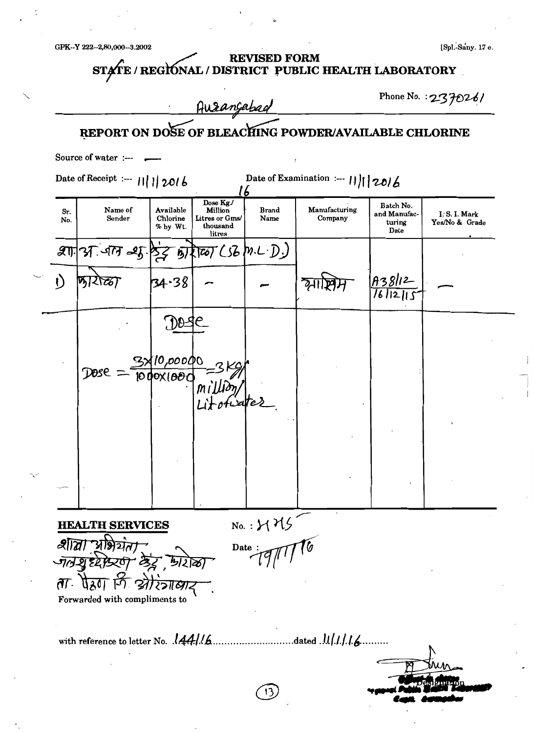GPK--Y 222--2,80,000--3.2002 [Spl.-Sany. 17 e.

# REVISED FORM
# STATE / REGIONAL / DISTRICT PUBLIC HEALTH LABORATORY

Aurangabad Phone No. : 2370261

## REPORT ON DOSE OF BLEACHING POWDER/AVAILABLE CHLORINE

Source of water :--- —

Date of Receipt :--- 11|1|2016 Date of Examination :--- 11|1|2016

16

| Sr. No. | Name of Sender | Available Chlorine % by Wt. | Dose Kg./ Million Litres or Gms/ thousand litres | Brand Name | Manufacturing Company | Batch No. and Manufacturing Date | I. S. I. Mark Yes/No & Grade |
|---|---|---|---|---|---|---|---|
| शा. अ. जल शु. केंद्र कारोळा (56 M.L.D.) | | | | | | | |
| 1) | कारोळा | 34.38 | — | — | ज्ञानदीप | A38/12 16/12/15 | — |

Dose

$$\text{Dose} = \frac{3 \times 10,00000}{1000 \times 1000} = 3\ \text{Kg/million/Lit of water}$$

**HEALTH SERVICES**

No. : 1175

शाखा अभियंता
जलशुद्धीकरण केंद्र, कारोळा
ता. पैठण जि. औरंगाबाद

Date : 19/1/16

Forwarded with compliments to

with reference to letter No. 144/16 dated 11/1/16

Designation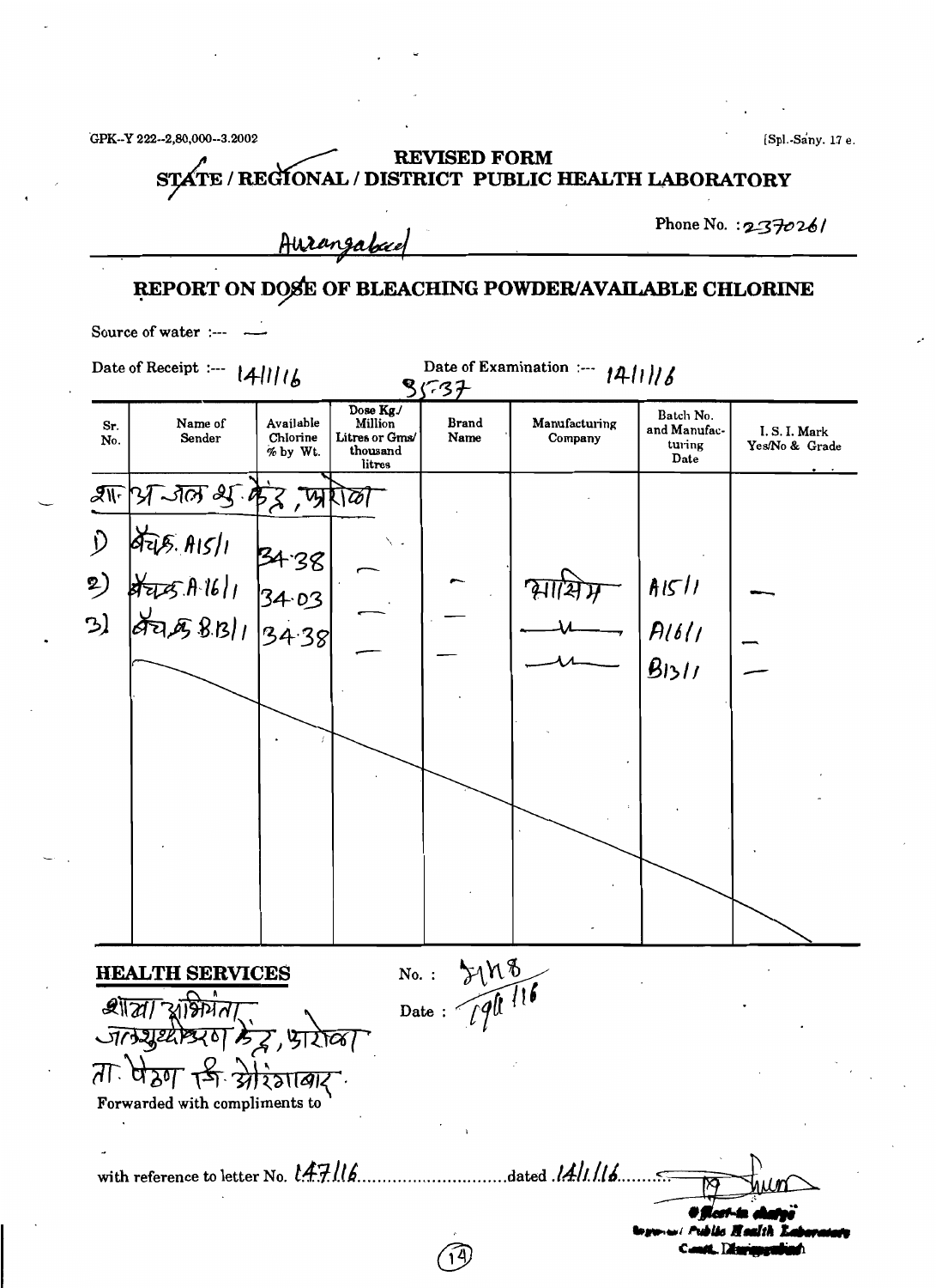GPK-Y 222--2,80,000--3.2002

[Spl.-Sany. 17 e.

## REVISED FORM
## STATE / REGIONAL / DISTRICT PUBLIC HEALTH LABORATORY

Aurangabad

Phone No. : 2370261

## REPORT ON DOSE OF BLEACHING POWDER/AVAILABLE CHLORINE

Source of water :--- —

Date of Receipt :--- 14/1/16

35537

Date of Examination :--- 14/1/16

| Sr. No. | Name of Sender | Available Chlorine % by Wt. | Dose Kg./ Million Litres or Gms/ thousand litres | Brand Name | Manufacturing Company | Batch No. and Manufacturing Date | I. S. I. Mark Yes/No & Grade |
|---|---|---|---|---|---|---|---|
| | शा. अ. जल शु. केंद्र, फारोळा | | | | | | |
| 1) | बॅच. A15/1 | 34.38 | — | | | | |
| 2) | बॅच. A16/1 | 34.03 | — | — | शासन | A15/1 | — |
| 3) | बॅच. B13/1 | 34.38 | — | — | — | A16/1 | — |
| | | | | — | — | B13/1 | — |

**HEALTH SERVICES**

No. : 3148

Date : 19/1/16

शाखा अभियंता,
जलशुद्धीकरण केंद्र, फारोळा
ता. पैठण जि. औरंगाबाद.

Forwarded with compliments to

with reference to letter No. 147/16 dated 14/1/16

Officer-in-charge
Regional Public Health Laboratory
Cantt. Aurangabad